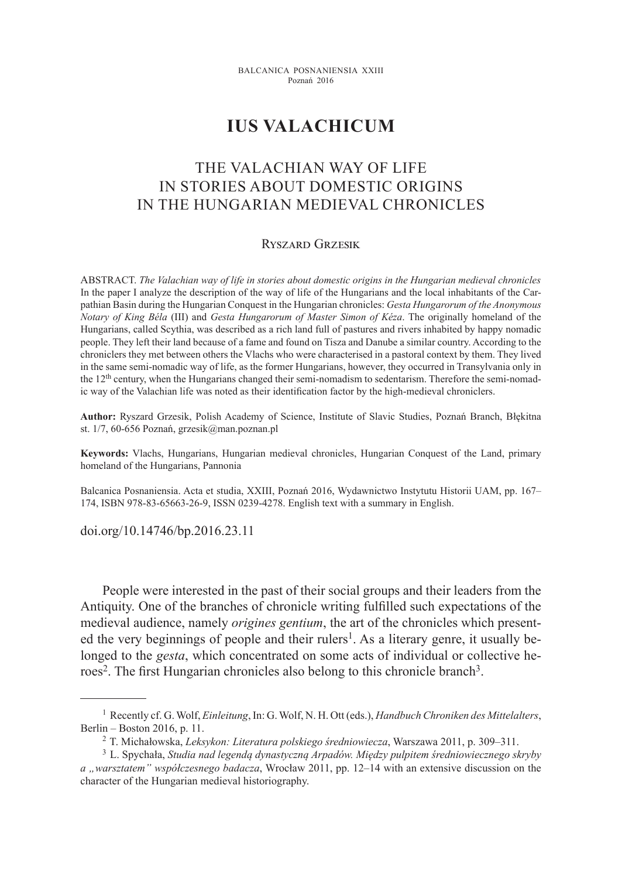# IUS VALACHICUM

## THE VALACHIAN WAY OF LIFE IN STORIES ABOUT DOMESTIC ORIGINS IN THE HUNGARIAN MEDIEVAL CHRONICLES

### Ryszard Grzesik

ABSTRACT. *The Valachian way of life in stories about domestic origins in the Hungarian medieval chronicles* In the paper I analyze the description of the way of life of the Hungarians and the local inhabitants of the Carpathian Basin during the Hungarian Conquest in the Hungarian chronicles: *Gesta Hungarorum of the Anonymous Notary of King Béla* (III) and *Gesta Hungarorum of Master Simon of Kéza*. The originally homeland of the Hungarians, called Scythia, was described as a rich land full of pastures and rivers inhabited by happy nomadic people. They left their land because of a fame and found on Tisza and Danube a similar country. According to the chroniclers they met between others the Vlachs who were characterised in a pastoral context by them. They lived in the same semi-nomadic way of life, as the former Hungarians, however, they occurred in Transylvania only in the 12th century, when the Hungarians changed their semi-nomadism to sedentarism. Therefore the semi-nomadic way of the Valachian life was noted as their identification factor by the high-medieval chroniclers.

**Author:** Ryszard Grzesik, Polish Academy of Science, Institute of Slavic Studies, Poznań Branch, Błękitna st. 1/7, 60-656 Poznań, grzesik@man.poznan.pl

**Keywords:** Vlachs, Hungarians, Hungarian medieval chronicles, Hungarian Conquest of the Land, primary homeland of the Hungarians, Pannonia

Balcanica Posnaniensia. Acta et studia, XXIII, Poznań 2016, Wydawnictwo Instytutu Historii UAM, pp. 167–174, ISBN 978-83-65663-26-9, ISSN 0239-4278. English text with a summary in English.

doi.org/10.14746/bp.2016.23.11

People were interested in the past of their social groups and their leaders from the Antiquity. One of the branches of chronicle writing fulfilled such expectations of the medieval audience, namely *origines gentium*, the art of the chronicles which presented the very beginnings of people and their rulers[1]. As a literary genre, it usually belonged to the *gesta*, which concentrated on some acts of individual or collective heroes[2]. The first Hungarian chronicles also belong to this chronicle branch[3].

---

[1] Recently cf. G. Wolf, *Einleitung*, In: G. Wolf, N. H. Ott (eds.), *Handbuch Chroniken des Mittelalters*, Berlin – Boston 2016, p. 11.

[2] T. Michałowska, *Leksykon: Literatura polskiego średniowiecza*, Warszawa 2011, p. 309–311.

[3] L. Spychała, *Studia nad legendą dynastyczną Arpadów. Między pulpitem średniowiecznego skryby a „warsztatem" współczesnego badacza*, Wrocław 2011, pp. 12–14 with an extensive discussion on the character of the Hungarian medieval historiography.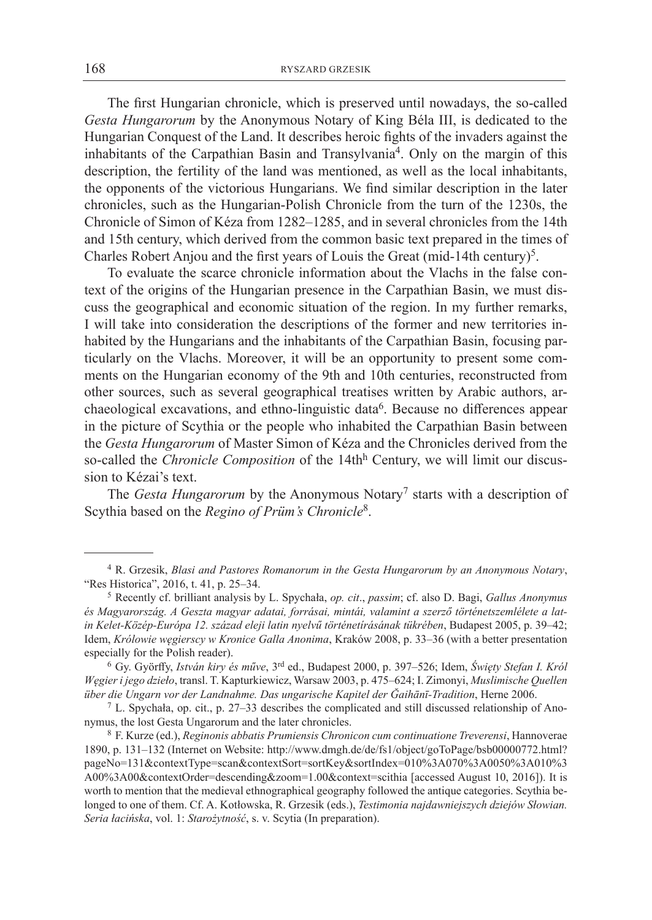The first Hungarian chronicle, which is preserved until nowadays, the so-called *Gesta Hungarorum* by the Anonymous Notary of King Béla III, is dedicated to the Hungarian Conquest of the Land. It describes heroic fights of the invaders against the inhabitants of the Carpathian Basin and Transylvania[4]. Only on the margin of this description, the fertility of the land was mentioned, as well as the local inhabitants, the opponents of the victorious Hungarians. We find similar description in the later chronicles, such as the Hungarian-Polish Chronicle from the turn of the 1230s, the Chronicle of Simon of Kéza from 1282–1285, and in several chronicles from the 14th and 15th century, which derived from the common basic text prepared in the times of Charles Robert Anjou and the first years of Louis the Great (mid-14th century)[5].

To evaluate the scarce chronicle information about the Vlachs in the false context of the origins of the Hungarian presence in the Carpathian Basin, we must discuss the geographical and economic situation of the region. In my further remarks, I will take into consideration the descriptions of the former and new territories inhabited by the Hungarians and the inhabitants of the Carpathian Basin, focusing particularly on the Vlachs. Moreover, it will be an opportunity to present some comments on the Hungarian economy of the 9th and 10th centuries, reconstructed from other sources, such as several geographical treatises written by Arabic authors, archaeological excavations, and ethno-linguistic data[6]. Because no differences appear in the picture of Scythia or the people who inhabited the Carpathian Basin between the *Gesta Hungarorum* of Master Simon of Kéza and the Chronicles derived from the so-called the *Chronicle Composition* of the 14th[h] Century, we will limit our discussion to Kézai's text.

The *Gesta Hungarorum* by the Anonymous Notary[7] starts with a description of Scythia based on the *Regino of Prüm's Chronicle*[8].

---

[4] R. Grzesik, *Blasi and Pastores Romanorum in the Gesta Hungarorum by an Anonymous Notary*, "Res Historica", 2016, t. 41, p. 25–34.

[5] Recently cf. brilliant analysis by L. Spychała, *op. cit*., *passim*; cf. also D. Bagi, *Gallus Anonymus és Magyarország. A Geszta magyar adatai, forrásai, mintái, valamint a szerző történetszemlélete a latin Kelet-Közép-Európa 12. század eleji latin nyelvű történetírásának tükrében*, Budapest 2005, p. 39–42; Idem, *Królowie węgierscy w Kronice Galla Anonima*, Kraków 2008, p. 33–36 (with a better presentation especially for the Polish reader).

[6] Gy. Györffy, *István kiry és műve*, 3rd ed., Budapest 2000, p. 397–526; Idem, *Święty Stefan I. Król Węgier i jego dzieło*, transl. T. Kapturkiewicz, Warsaw 2003, p. 475–624; I. Zimonyi, *Muslimische Quellen über die Ungarn vor der Landnahme. Das ungarische Kapitel der Ğaihānī-Tradition*, Herne 2006.

[7] L. Spychała, op. cit., p. 27–33 describes the complicated and still discussed relationship of Anonymus, the lost Gesta Ungarorum and the later chronicles.

[8] F. Kurze (ed.), *Reginonis abbatis Prumiensis Chronicon cum continuatione Treverensi*, Hannoverae 1890, p. 131–132 (Internet on Website: http://www.dmgh.de/de/fs1/object/goToPage/bsb00000772.html?pageNo=131&contextType=scan&contextSort=sortKey&sortIndex=010%3A070%3A0050%3A010%3A00%3A00&contextOrder=descending&zoom=1.00&context=scithia [accessed August 10, 2016]). It is worth to mention that the medieval ethnographical geography followed the antique categories. Scythia belonged to one of them. Cf. A. Kotłowska, R. Grzesik (eds.), *Testimonia najdawniejszych dziejów Słowian. Seria łacińska*, vol. 1: *Starożytność*, s. v. Scytia (In preparation).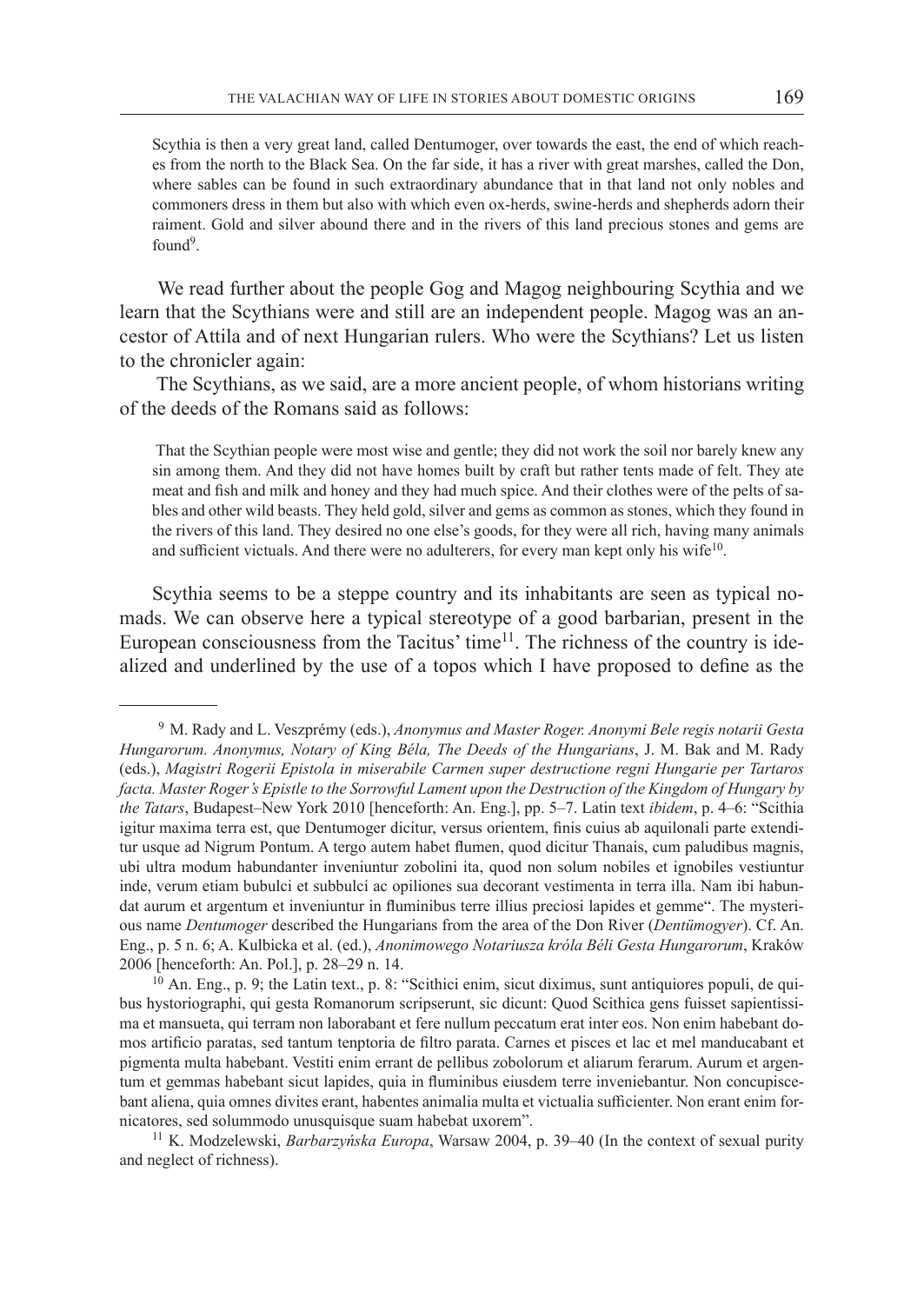Scythia is then a very great land, called Dentumoger, over towards the east, the end of which reaches from the north to the Black Sea. On the far side, it has a river with great marshes, called the Don, where sables can be found in such extraordinary abundance that in that land not only nobles and commoners dress in them but also with which even ox-herds, swine-herds and shepherds adorn their raiment. Gold and silver abound there and in the rivers of this land precious stones and gems are found[9].

We read further about the people Gog and Magog neighbouring Scythia and we learn that the Scythians were and still are an independent people. Magog was an ancestor of Attila and of next Hungarian rulers. Who were the Scythians? Let us listen to the chronicler again:

The Scythians, as we said, are a more ancient people, of whom historians writing of the deeds of the Romans said as follows:

That the Scythian people were most wise and gentle; they did not work the soil nor barely knew any sin among them. And they did not have homes built by craft but rather tents made of felt. They ate meat and fish and milk and honey and they had much spice. And their clothes were of the pelts of sables and other wild beasts. They held gold, silver and gems as common as stones, which they found in the rivers of this land. They desired no one else's goods, for they were all rich, having many animals and sufficient victuals. And there were no adulterers, for every man kept only his wife[10].

Scythia seems to be a steppe country and its inhabitants are seen as typical nomads. We can observe here a typical stereotype of a good barbarian, present in the European consciousness from the Tacitus' time[11]. The richness of the country is idealized and underlined by the use of a topos which I have proposed to define as the

---

[9] M. Rady and L. Veszprémy (eds.), *Anonymus and Master Roger. Anonymi Bele regis notarii Gesta Hungarorum. Anonymus, Notary of King Béla, The Deeds of the Hungarians*, J. M. Bak and M. Rady (eds.), *Magistri Rogerii Epistola in miserabile Carmen super destructione regni Hungarie per Tartaros facta. Master Roger's Epistle to the Sorrowful Lament upon the Destruction of the Kingdom of Hungary by the Tatars*, Budapest–New York 2010 [henceforth: An. Eng.], pp. 5–7. Latin text *ibidem*, p. 4–6: "Scithia igitur maxima terra est, que Dentumoger dicitur, versus orientem, finis cuius ab aquilonali parte extenditur usque ad Nigrum Pontum. A tergo autem habet flumen, quod dicitur Thanais, cum paludibus magnis, ubi ultra modum habundanter inveniuntur zobolini ita, quod non solum nobiles et ignobiles vestiuntur inde, verum etiam bubulci et subbulci ac opiliones sua decorant vestimenta in terra illa. Nam ibi habundat aurum et argentum et inveniuntur in fluminibus terre illius preciosi lapides et gemme". The mysterious name *Dentumoger* described the Hungarians from the area of the Don River (*Dentümogyer*). Cf. An. Eng., p. 5 n. 6; A. Kulbicka et al. (ed.), *Anonimowego Notariusza króla Béli Gesta Hungarorum*, Kraków 2006 [henceforth: An. Pol.], p. 28–29 n. 14.

[10] An. Eng., p. 9; the Latin text., p. 8: "Scithici enim, sicut diximus, sunt antiquiores populi, de quibus hystoriographi, qui gesta Romanorum scripserunt, sic dicunt: Quod Scithica gens fuisset sapientissima et mansueta, qui terram non laborabant et fere nullum peccatum erat inter eos. Non enim habebant domos artificio paratas, sed tantum tenptoria de filtro parata. Carnes et pisces et lac et mel manducabant et pigmenta multa habebant. Vestiti enim errant de pellibus zobolorum et aliarum ferarum. Aurum et argentum et gemmas habebant sicut lapides, quia in fluminibus eiusdem terre inveniebantur. Non concupiscebant aliena, quia omnes divites erant, habentes animalia multa et victualia sufficienter. Non erant enim fornicatores, sed solummodo unusquisque suam habebat uxorem".

[11] K. Modzelewski, *Barbarzyńska Europa*, Warsaw 2004, p. 39–40 (In the context of sexual purity and neglect of richness).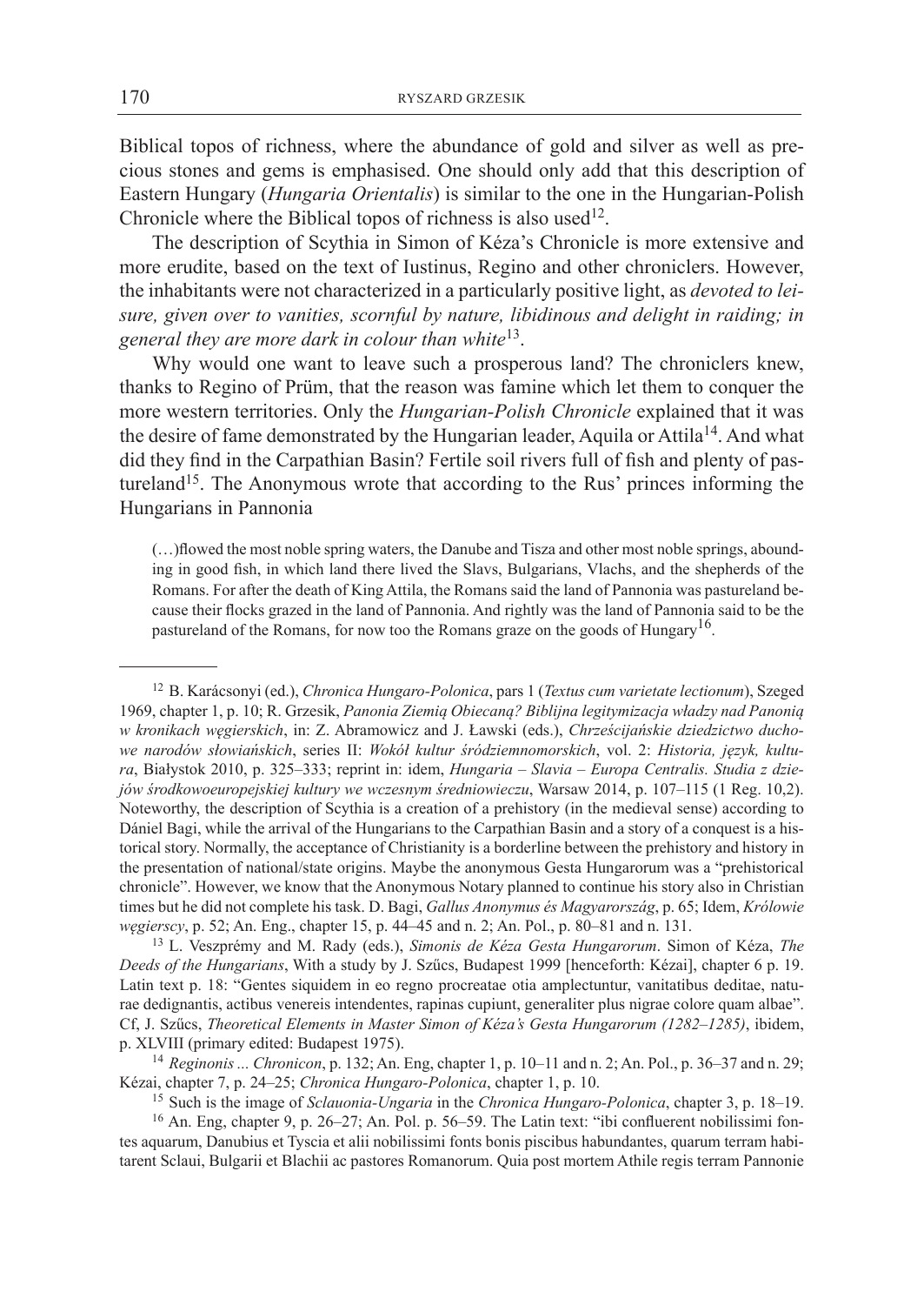Biblical topos of richness, where the abundance of gold and silver as well as precious stones and gems is emphasised. One should only add that this description of Eastern Hungary (*Hungaria Orientalis*) is similar to the one in the Hungarian-Polish Chronicle where the Biblical topos of richness is also used[12].

The description of Scythia in Simon of Kéza's Chronicle is more extensive and more erudite, based on the text of Iustinus, Regino and other chroniclers. However, the inhabitants were not characterized in a particularly positive light, as *devoted to leisure, given over to vanities, scornful by nature, libidinous and delight in raiding; in general they are more dark in colour than white*[13].

Why would one want to leave such a prosperous land? The chroniclers knew, thanks to Regino of Prüm, that the reason was famine which let them to conquer the more western territories. Only the *Hungarian-Polish Chronicle* explained that it was the desire of fame demonstrated by the Hungarian leader, Aquila or Attila[14]. And what did they find in the Carpathian Basin? Fertile soil rivers full of fish and plenty of pastureland[15]. The Anonymous wrote that according to the Rus' princes informing the Hungarians in Pannonia

> (…)flowed the most noble spring waters, the Danube and Tisza and other most noble springs, abounding in good fish, in which land there lived the Slavs, Bulgarians, Vlachs, and the shepherds of the Romans. For after the death of King Attila, the Romans said the land of Pannonia was pastureland because their flocks grazed in the land of Pannonia. And rightly was the land of Pannonia said to be the pastureland of the Romans, for now too the Romans graze on the goods of Hungary[16].

---

[12] B. Karácsonyi (ed.), *Chronica Hungaro-Polonica*, pars 1 (*Textus cum varietate lectionum*), Szeged 1969, chapter 1, p. 10; R. Grzesik, *Panonia Ziemią Obiecaną? Biblijna legitymizacja władzy nad Panonią w kronikach węgierskich*, in: Z. Abramowicz and J. Ławski (eds.), *Chrześcijańskie dziedzictwo duchowe narodów słowiańskich*, series II: *Wokół kultur śródziemnomorskich*, vol. 2: *Historia, język, kultura*, Białystok 2010, p. 325–333; reprint in: idem, *Hungaria – Slavia – Europa Centralis. Studia z dziejów środkowoeuropejskiej kultury we wczesnym średniowieczu*, Warsaw 2014, p. 107–115 (1 Reg. 10,2). Noteworthy, the description of Scythia is a creation of a prehistory (in the medieval sense) according to Dániel Bagi, while the arrival of the Hungarians to the Carpathian Basin and a story of a conquest is a historical story. Normally, the acceptance of Christianity is a borderline between the prehistory and history in the presentation of national/state origins. Maybe the anonymous Gesta Hungarorum was a "prehistorical chronicle". However, we know that the Anonymous Notary planned to continue his story also in Christian times but he did not complete his task. D. Bagi, *Gallus Anonymus és Magyarország*, p. 65; Idem, *Królowie węgierscy*, p. 52; An. Eng., chapter 15, p. 44–45 and n. 2; An. Pol., p. 80–81 and n. 131.

[13] L. Veszprémy and M. Rady (eds.), *Simonis de Kéza Gesta Hungarorum*. Simon of Kéza, *The Deeds of the Hungarians*, With a study by J. Szűcs, Budapest 1999 [henceforth: Kézai], chapter 6 p. 19. Latin text p. 18: "Gentes siquidem in eo regno procreatae otia amplectuntur, vanitatibus deditae, naturae dedignantis, actibus venereis intendentes, rapinas cupiunt, generaliter plus nigrae colore quam albae". Cf, J. Szűcs, *Theoretical Elements in Master Simon of Kéza's Gesta Hungarorum (1282–1285)*, ibidem, p. XLVIII (primary edited: Budapest 1975).

[14] *Reginonis ... Chronicon*, p. 132; An. Eng, chapter 1, p. 10–11 and n. 2; An. Pol., p. 36–37 and n. 29; Kézai, chapter 7, p. 24–25; *Chronica Hungaro-Polonica*, chapter 1, p. 10.

[15] Such is the image of *Sclauonia-Ungaria* in the *Chronica Hungaro-Polonica*, chapter 3, p. 18–19.

[16] An. Eng, chapter 9, p. 26–27; An. Pol. p. 56–59. The Latin text: "ibi confluerent nobilissimi fontes aquarum, Danubius et Tyscia et alii nobilissimi fonts bonis piscibus habundantes, quarum terram habitarent Sclaui, Bulgarii et Blachii ac pastores Romanorum. Quia post mortem Athile regis terram Pannonie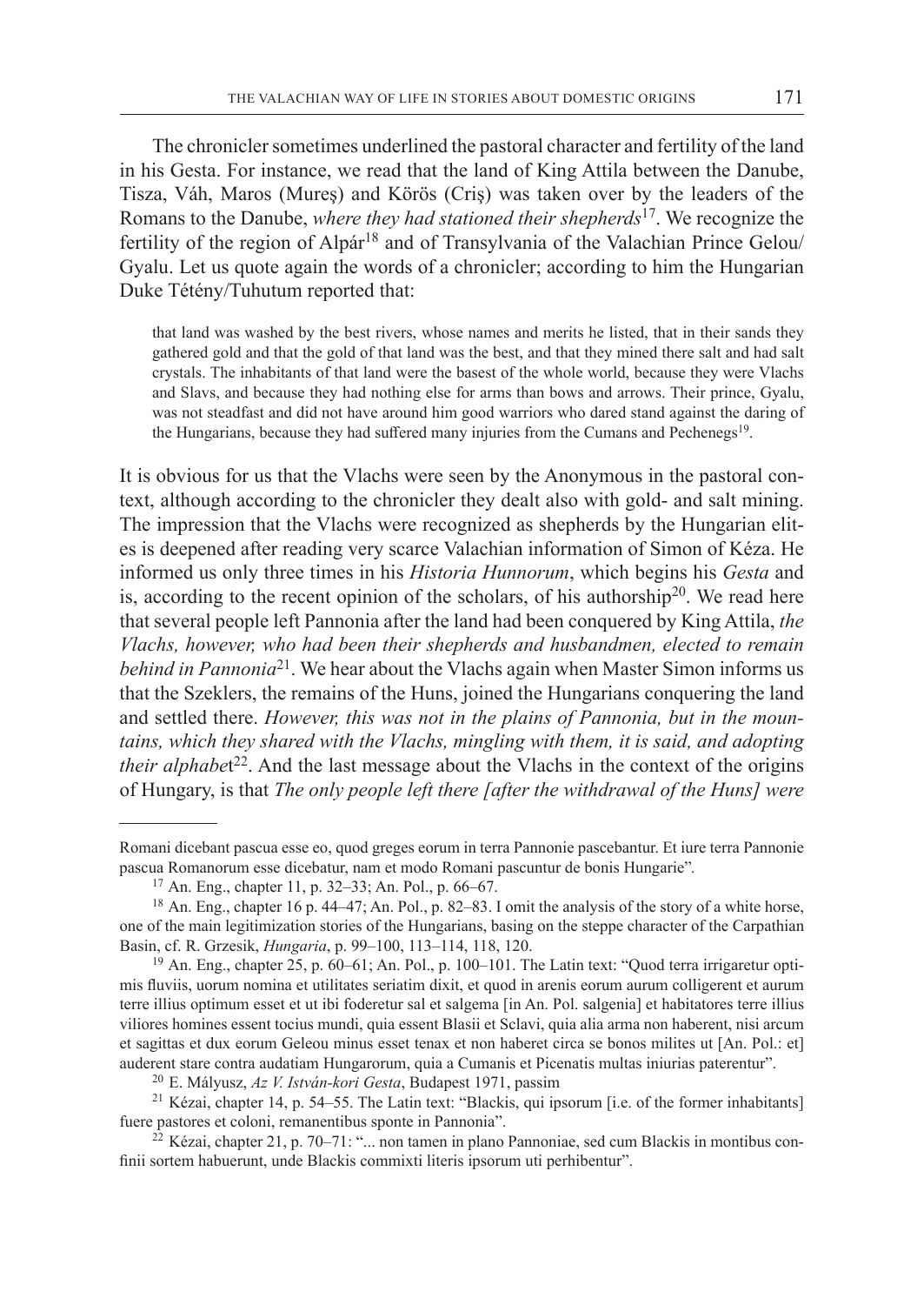The chronicler sometimes underlined the pastoral character and fertility of the land in his Gesta. For instance, we read that the land of King Attila between the Danube, Tisza, Váh, Maros (Mureş) and Körös (Criş) was taken over by the leaders of the Romans to the Danube, *where they had stationed their shepherds*[17]. We recognize the fertility of the region of Alpár[18] and of Transylvania of the Valachian Prince Gelou/Gyalu. Let us quote again the words of a chronicler; according to him the Hungarian Duke Tétény/Tuhutum reported that:

> that land was washed by the best rivers, whose names and merits he listed, that in their sands they gathered gold and that the gold of that land was the best, and that they mined there salt and had salt crystals. The inhabitants of that land were the basest of the whole world, because they were Vlachs and Slavs, and because they had nothing else for arms than bows and arrows. Their prince, Gyalu, was not steadfast and did not have around him good warriors who dared stand against the daring of the Hungarians, because they had suffered many injuries from the Cumans and Pechenegs[19].

It is obvious for us that the Vlachs were seen by the Anonymous in the pastoral context, although according to the chronicler they dealt also with gold- and salt mining. The impression that the Vlachs were recognized as shepherds by the Hungarian elites is deepened after reading very scarce Valachian information of Simon of Kéza. He informed us only three times in his *Historia Hunnorum*, which begins his *Gesta* and is, according to the recent opinion of the scholars, of his authorship[20]. We read here that several people left Pannonia after the land had been conquered by King Attila, *the Vlachs, however, who had been their shepherds and husbandmen, elected to remain behind in Pannonia*[21]. We hear about the Vlachs again when Master Simon informs us that the Szeklers, the remains of the Huns, joined the Hungarians conquering the land and settled there. *However, this was not in the plains of Pannonia, but in the mountains, which they shared with the Vlachs, mingling with them, it is said, and adopting their alphabet*[22]. And the last message about the Vlachs in the context of the origins of Hungary, is that *The only people left there [after the withdrawal of the Huns] were*

---

Romani dicebant pascua esse eo, quod greges eorum in terra Pannonie pascebantur. Et iure terra Pannonie pascua Romanorum esse dicebatur, nam et modo Romani pascuntur de bonis Hungarie".

[17] An. Eng., chapter 11, p. 32–33; An. Pol., p. 66–67.

[18] An. Eng., chapter 16 p. 44–47; An. Pol., p. 82–83. I omit the analysis of the story of a white horse, one of the main legitimization stories of the Hungarians, basing on the steppe character of the Carpathian Basin, cf. R. Grzesik, *Hungaria*, p. 99–100, 113–114, 118, 120.

[19] An. Eng., chapter 25, p. 60–61; An. Pol., p. 100–101. The Latin text: "Quod terra irrigaretur optimis fluviis, uorum nomina et utilitates seriatim dixit, et quod in arenis eorum aurum colligerent et aurum terre illius optimum esset et ut ibi foderetur sal et salgema [in An. Pol. salgenia] et habitatores terre illius viliores homines essent tocius mundi, quia essent Blasii et Sclavi, quia alia arma non haberent, nisi arcum et sagittas et dux eorum Geleou minus esset tenax et non haberet circa se bonos milites ut [An. Pol.: et] auderent stare contra audatiam Hungarorum, quia a Cumanis et Picenatis multas iniurias paterentur".

[20] E. Mályusz, *Az V. István-kori Gesta*, Budapest 1971, passim

[21] Kézai, chapter 14, p. 54–55. The Latin text: "Blackis, qui ipsorum [i.e. of the former inhabitants] fuere pastores et coloni, remanentibus sponte in Pannonia".

[22] Kézai, chapter 21, p. 70–71: "... non tamen in plano Pannoniae, sed cum Blackis in montibus confinii sortem habuerunt, unde Blackis commixti literis ipsorum uti perhibentur".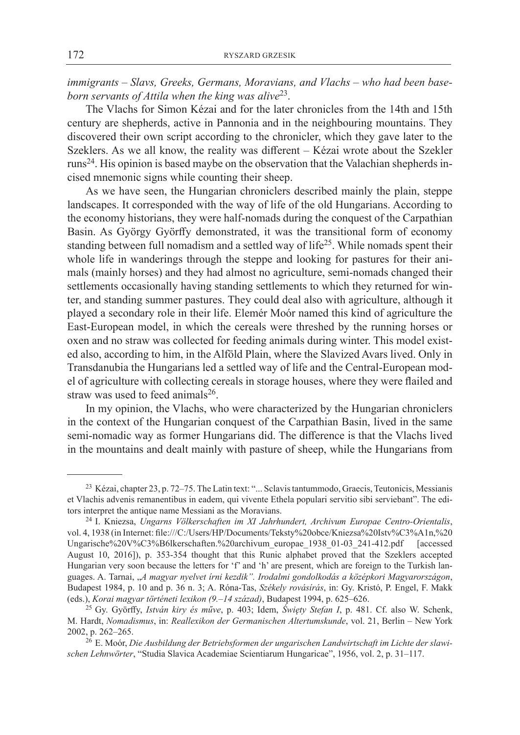*immigrants – Slavs, Greeks, Germans, Moravians, and Vlachs – who had been base-born servants of Attila when the king was alive*[23].

The Vlachs for Simon Kézai and for the later chronicles from the 14th and 15th century are shepherds, active in Pannonia and in the neighbouring mountains. They discovered their own script according to the chronicler, which they gave later to the Szeklers. As we all know, the reality was different – Kézai wrote about the Szekler runs[24]. His opinion is based maybe on the observation that the Valachian shepherds incised mnemonic signs while counting their sheep.

As we have seen, the Hungarian chroniclers described mainly the plain, steppe landscapes. It corresponded with the way of life of the old Hungarians. According to the economy historians, they were half-nomads during the conquest of the Carpathian Basin. As György Györffy demonstrated, it was the transitional form of economy standing between full nomadism and a settled way of life[25]. While nomads spent their whole life in wanderings through the steppe and looking for pastures for their animals (mainly horses) and they had almost no agriculture, semi-nomads changed their settlements occasionally having standing settlements to which they returned for winter, and standing summer pastures. They could deal also with agriculture, although it played a secondary role in their life. Elemér Moór named this kind of agriculture the East-European model, in which the cereals were threshed by the running horses or oxen and no straw was collected for feeding animals during winter. This model existed also, according to him, in the Alföld Plain, where the Slavized Avars lived. Only in Transdanubia the Hungarians led a settled way of life and the Central-European model of agriculture with collecting cereals in storage houses, where they were flailed and straw was used to feed animals[26].

In my opinion, the Vlachs, who were characterized by the Hungarian chroniclers in the context of the Hungarian conquest of the Carpathian Basin, lived in the same semi-nomadic way as former Hungarians did. The difference is that the Vlachs lived in the mountains and dealt mainly with pasture of sheep, while the Hungarians from

---

[23] Kézai, chapter 23, p. 72–75. The Latin text: "... Sclavis tantummodo, Graecis, Teutonicis, Messianis et Vlachis advenis remanentibus in eadem, qui vivente Ethela populari servitio sibi serviebant". The editors interpret the antique name Messiani as the Moravians.

[24] I. Kniezsa, *Ungarns Völkerschaften im XI Jahrhundert, Archivum Europae Centro-Orientalis*, vol. 4, 1938 (in Internet: file:///C:/Users/HP/Documents/Teksty%20obce/Kniezsa%20Istv%C3%A1n,%20Ungarische%20V%C3%B6lkerschaften.%20archivum_europae_1938_01-03_241-412.pdf [accessed August 10, 2016]), p. 353-354 thought that this Runic alphabet proved that the Szeklers accepted Hungarian very soon because the letters for 'f' and 'h' are present, which are foreign to the Turkish languages. A. Tarnai, *„A magyar nyelvet írni kezdik". Irodalmi gondolkodás a középkori Magyarországon*, Budapest 1984, p. 10 and p. 36 n. 3; A. Róna-Tas, *Székely rovásírás*, in: Gy. Kristó, P. Engel, F. Makk (eds.), *Korai magyar történeti lexikon (9.–14 század)*, Budapest 1994, p. 625–626.

[25] Gy. Györffy, *István kiry és műve*, p. 403; Idem, *Święty Stefan I*, p. 481. Cf. also W. Schenk, M. Hardt, *Nomadismus*, in: *Reallexikon der Germanischen Altertumskunde*, vol. 21, Berlin – New York 2002, p. 262–265.

[26] E. Moór, *Die Ausbildung der Betriebsformen der ungarischen Landwirtschaft im Lichte der slawischen Lehnwörter*, "Studia Slavica Academiae Scientiarum Hungaricae", 1956, vol. 2, p. 31–117.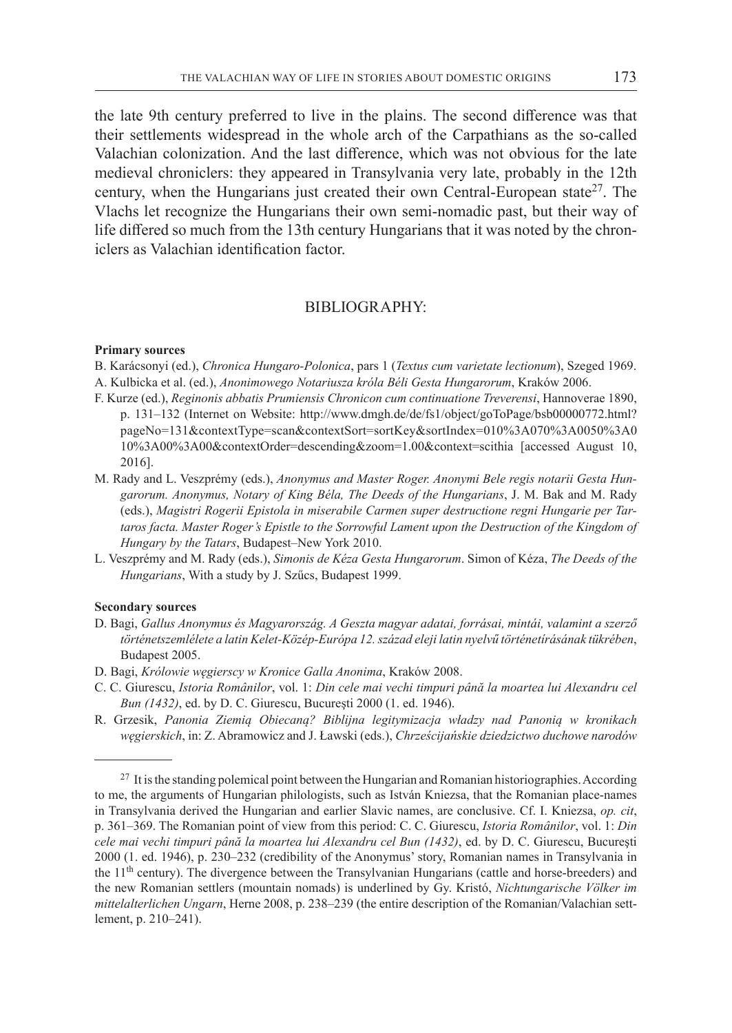the late 9th century preferred to live in the plains. The second difference was that their settlements widespread in the whole arch of the Carpathians as the so-called Valachian colonization. And the last difference, which was not obvious for the late medieval chroniclers: they appeared in Transylvania very late, probably in the 12th century, when the Hungarians just created their own Central-European state[27]. The Vlachs let recognize the Hungarians their own semi-nomadic past, but their way of life differed so much from the 13th century Hungarians that it was noted by the chroniclers as Valachian identification factor.

## BIBLIOGRAPHY:

**Primary sources**

B. Karácsonyi (ed.), *Chronica Hungaro-Polonica*, pars 1 (*Textus cum varietate lectionum*), Szeged 1969.

A. Kulbicka et al. (ed.), *Anonimowego Notariusza króla Béli Gesta Hungarorum*, Kraków 2006.

F. Kurze (ed.), *Reginonis abbatis Prumiensis Chronicon cum continuatione Treverensi*, Hannoverae 1890, p. 131–132 (Internet on Website: http://www.dmgh.de/de/fs1/object/goToPage/bsb00000772.html?pageNo=131&contextType=scan&contextSort=sortKey&sortIndex=010%3A070%3A0050%3A010%3A00%3A00&contextOrder=descending&zoom=1.00&context=scithia [accessed August 10, 2016].

M. Rady and L. Veszprémy (eds.), *Anonymus and Master Roger. Anonymi Bele regis notarii Gesta Hungarorum. Anonymus, Notary of King Béla, The Deeds of the Hungarians*, J. M. Bak and M. Rady (eds.), *Magistri Rogerii Epistola in miserabile Carmen super destructione regni Hungarie per Tartaros facta. Master Roger's Epistle to the Sorrowful Lament upon the Destruction of the Kingdom of Hungary by the Tatars*, Budapest–New York 2010.

L. Veszprémy and M. Rady (eds.), *Simonis de Kéza Gesta Hungarorum*. Simon of Kéza, *The Deeds of the Hungarians*, With a study by J. Szűcs, Budapest 1999.

**Secondary sources**

D. Bagi, *Gallus Anonymus és Magyarország. A Geszta magyar adatai, forrásai, mintái, valamint a szerző történetszemlélete a latin Kelet-Közép-Európa 12. század eleji latin nyelvű történetírásának tükrében*, Budapest 2005.

D. Bagi, *Królowie węgierscy w Kronice Galla Anonima*, Kraków 2008.

C. C. Giurescu, *Istoria Românilor*, vol. 1: *Din cele mai vechi timpuri până la moartea lui Alexandru cel Bun (1432)*, ed. by D. C. Giurescu, Bucureşti 2000 (1. ed. 1946).

R. Grzesik, *Panonia Ziemią Obiecaną? Biblijna legitymizacja władzy nad Panonią w kronikach węgierskich*, in: Z. Abramowicz and J. Ławski (eds.), *Chrześcijańskie dziedzictwo duchowe narodów*

---

[27] It is the standing polemical point between the Hungarian and Romanian historiographies. According to me, the arguments of Hungarian philologists, such as István Kniezsa, that the Romanian place-names in Transylvania derived the Hungarian and earlier Slavic names, are conclusive. Cf. I. Kniezsa, *op. cit*, p. 361–369. The Romanian point of view from this period: C. C. Giurescu, *Istoria Românilor*, vol. 1: *Din cele mai vechi timpuri până la moartea lui Alexandru cel Bun (1432)*, ed. by D. C. Giurescu, Bucureşti 2000 (1. ed. 1946), p. 230–232 (credibility of the Anonymus' story, Romanian names in Transylvania in the 11th century). The divergence between the Transylvanian Hungarians (cattle and horse-breeders) and the new Romanian settlers (mountain nomads) is underlined by Gy. Kristó, *Nichtungarische Völker im mittelalterlichen Ungarn*, Herne 2008, p. 238–239 (the entire description of the Romanian/Valachian settlement, p. 210–241).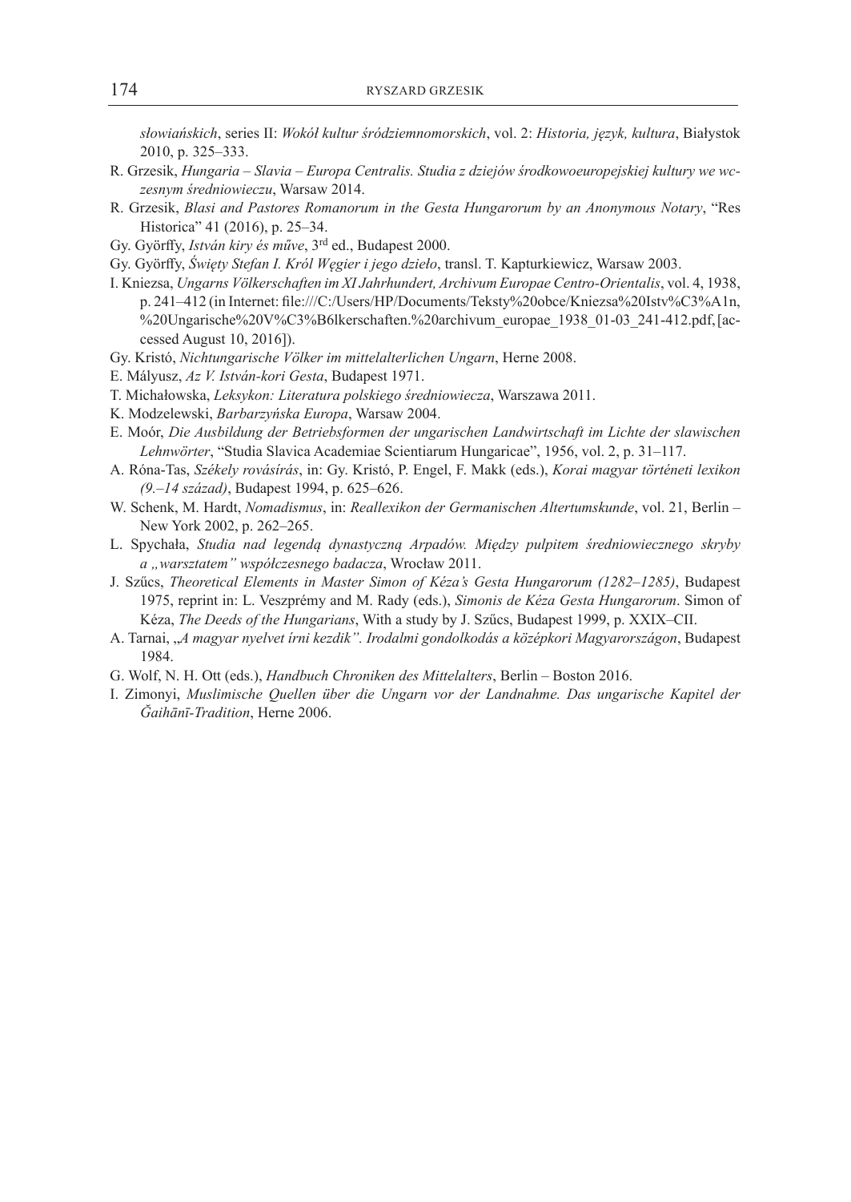*słowiańskich*, series II: *Wokół kultur śródziemnomorskich*, vol. 2: *Historia, język, kultura*, Białystok 2010, p. 325–333.

R. Grzesik, *Hungaria – Slavia – Europa Centralis. Studia z dziejów środkowoeuropejskiej kultury we wczesnym średniowieczu*, Warsaw 2014.

R. Grzesik, *Blasi and Pastores Romanorum in the Gesta Hungarorum by an Anonymous Notary*, "Res Historica" 41 (2016), p. 25–34.

Gy. Györffy, *István kiry és műve*, 3rd ed., Budapest 2000.

Gy. Györffy, *Święty Stefan I. Król Węgier i jego dzieło*, transl. T. Kapturkiewicz, Warsaw 2003.

I. Kniezsa, *Ungarns Völkerschaften im XI Jahrhundert, Archivum Europae Centro-Orientalis*, vol. 4, 1938, p. 241–412 (in Internet: file:///C:/Users/HP/Documents/Teksty%20obce/Kniezsa%20Istv%C3%A1n, %20Ungarische%20V%C3%B6lkerschaften.%20archivum_europae_1938_01-03_241-412.pdf, [accessed August 10, 2016]).

Gy. Kristó, *Nichtungarische Völker im mittelalterlichen Ungarn*, Herne 2008.

E. Mályusz, *Az V. István-kori Gesta*, Budapest 1971.

T. Michałowska, *Leksykon: Literatura polskiego średniowiecza*, Warszawa 2011.

K. Modzelewski, *Barbarzyńska Europa*, Warsaw 2004.

E. Moór, *Die Ausbildung der Betriebsformen der ungarischen Landwirtschaft im Lichte der slawischen Lehnwörter*, "Studia Slavica Academiae Scientiarum Hungaricae", 1956, vol. 2, p. 31–117.

A. Róna-Tas, *Székely rovásírás*, in: Gy. Kristó, P. Engel, F. Makk (eds.), *Korai magyar történeti lexikon (9.–14 század)*, Budapest 1994, p. 625–626.

W. Schenk, M. Hardt, *Nomadismus*, in: *Reallexikon der Germanischen Altertumskunde*, vol. 21, Berlin – New York 2002, p. 262–265.

L. Spychała, *Studia nad legendą dynastyczną Arpadów. Między pulpitem średniowiecznego skryby a „warsztatem" współczesnego badacza*, Wrocław 2011.

J. Szűcs, *Theoretical Elements in Master Simon of Kéza's Gesta Hungarorum (1282–1285)*, Budapest 1975, reprint in: L. Veszprémy and M. Rady (eds.), *Simonis de Kéza Gesta Hungarorum*. Simon of Kéza, *The Deeds of the Hungarians*, With a study by J. Szűcs, Budapest 1999, p. XXIX–CII.

A. Tarnai, *„A magyar nyelvet írni kezdik". Irodalmi gondolkodás a középkori Magyarországon*, Budapest 1984.

G. Wolf, N. H. Ott (eds.), *Handbuch Chroniken des Mittelalters*, Berlin – Boston 2016.

I. Zimonyi, *Muslimische Quellen über die Ungarn vor der Landnahme. Das ungarische Kapitel der Ǧaihānī-Tradition*, Herne 2006.